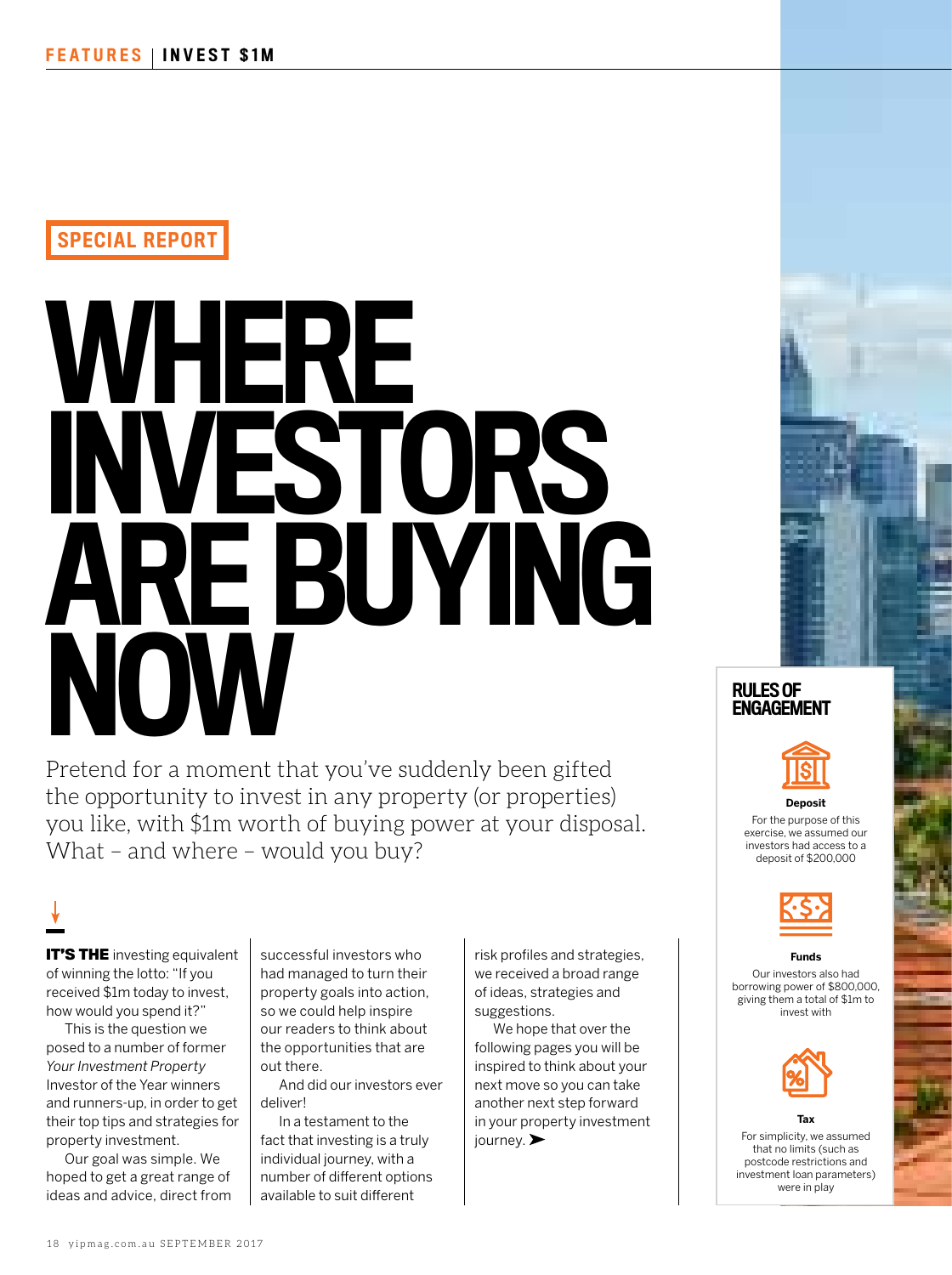SPECIAL REPORT

# WHERE INVESTORS ARE BUYING NOW

Pretend for a moment that you've suddenly been gifted the opportunity to invest in any property (or properties) you like, with $1m worth of buying power at your disposal. What – and where – would you buy?

**IT'S THE** investing equivalent of winning the lotto: "If you received $1m today to invest, how would you spend it?"

This is the question we posed to a number of former *Your Investment Property* Investor of the Year winners and runners-up, in order to get their top tips and strategies for property investment.

Our goal was simple. We hoped to get a great range of ideas and advice, direct from successful investors who had managed to turn their property goals into action, so we could help inspire our readers to think about the opportunities that are out there.

And did our investors ever deliver!

In a testament to the fact that investing is a truly individual journey, with a number of different options available to suit different risk profiles and strategies, we received a broad range of ideas, strategies and suggestions.

We hope that over the following pages you will be inspired to think about your next move so you can take another next step forward in your property investment journey. ➤

## RULES OF ENGAGEMENT

**Deposit**

For the purpose of this exercise, we assumed our investors had access to a deposit of $200,000

**Funds**

Our investors also had borrowing power of $800,000, giving them a total of $1m to invest with

**Tax**

For simplicity, we assumed that no limits (such as postcode restrictions and investment loan parameters) were in play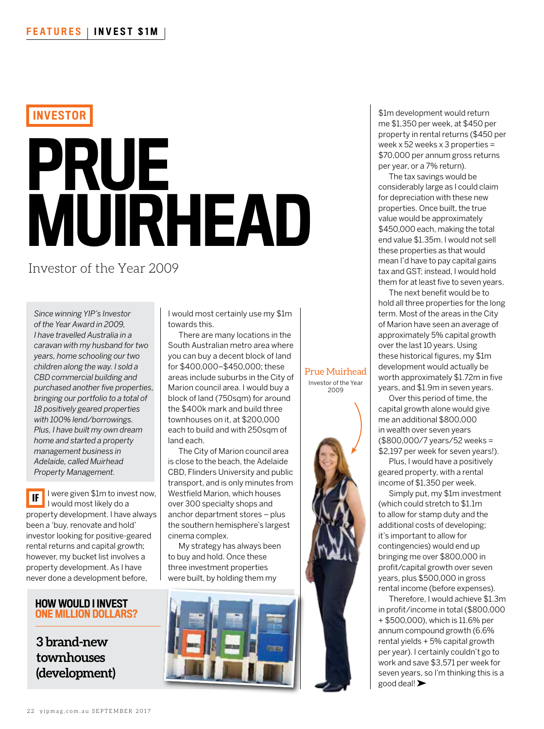INVESTOR

# PRUE MUIRHEAD

Investor of the Year 2009

*Since winning YIP's Investor of the Year Award in 2009, I have travelled Australia in a caravan with my husband for two years, home schooling our two children along the way. I sold a CBD commercial building and purchased another five properties, bringing our portfolio to a total of 18 positively geared properties with 100% lend/borrowings. Plus, I have built my own dream home and started a property management business in Adelaide, called Muirhead Property Management.*

IF I were given $1m to invest now, I would most likely do a property development. I have always been a 'buy, renovate and hold' investor looking for positive-geared rental returns and capital growth; however, my bucket list involves a property development. As I have never done a development before, I would most certainly use my $1m towards this.

There are many locations in the South Australian metro area where you can buy a decent block of land for $400,000–$450,000; these areas include suburbs in the City of Marion council area. I would buy a block of land (750sqm) for around the $400k mark and build three townhouses on it, at $200,000 each to build and with 250sqm of land each.

The City of Marion council area is close to the beach, the Adelaide CBD, Flinders University and public transport, and is only minutes from Westfield Marion, which houses over 300 specialty shops and anchor department stores – plus the southern hemisphere's largest cinema complex.

My strategy has always been to buy and hold. Once these three investment properties were built, by holding them my $1m development would return me $1,350 per week, at $450 per property in rental returns ($450 per week x 52 weeks x 3 properties = $70,000 per annum gross returns per year, or a 7% return).

The tax savings would be considerably large as I could claim for depreciation with these new properties. Once built, the true value would be approximately $450,000 each, making the total end value $1.35m. I would not sell these properties as that would mean I'd have to pay capital gains tax and GST; instead, I would hold them for at least five to seven years.

The next benefit would be to hold all three properties for the long term. Most of the areas in the City of Marion have seen an average of approximately 5% capital growth over the last 10 years. Using these historical figures, my $1m development would actually be worth approximately $1.72m in five years, and $1.9m in seven years.

Over this period of time, the capital growth alone would give me an additional $800,000 in wealth over seven years ($800,000/7 years/52 weeks = $2,197 per week for seven years!).

Plus, I would have a positively geared property, with a rental income of $1,350 per week.

Simply put, my $1m investment (which could stretch to $1.1m to allow for stamp duty and the additional costs of developing; it's important to allow for contingencies) would end up bringing me over $800,000 in profit/capital growth over seven years, plus $500,000 in gross rental income (before expenses).

Therefore, I would achieve $1.3m in profit/income in total ($800,000 + $500,000), which is 11.6% per annum compound growth (6.6% rental yields + 5% capital growth per year). I certainly couldn't go to work and save $3,571 per week for seven years, so I'm thinking this is a good deal! ➤

Prue Muirhead
Investor of the Year 2009

## HOW WOULD I INVEST ONE MILLION DOLLARS?

### 3 brand-new townhouses (development)